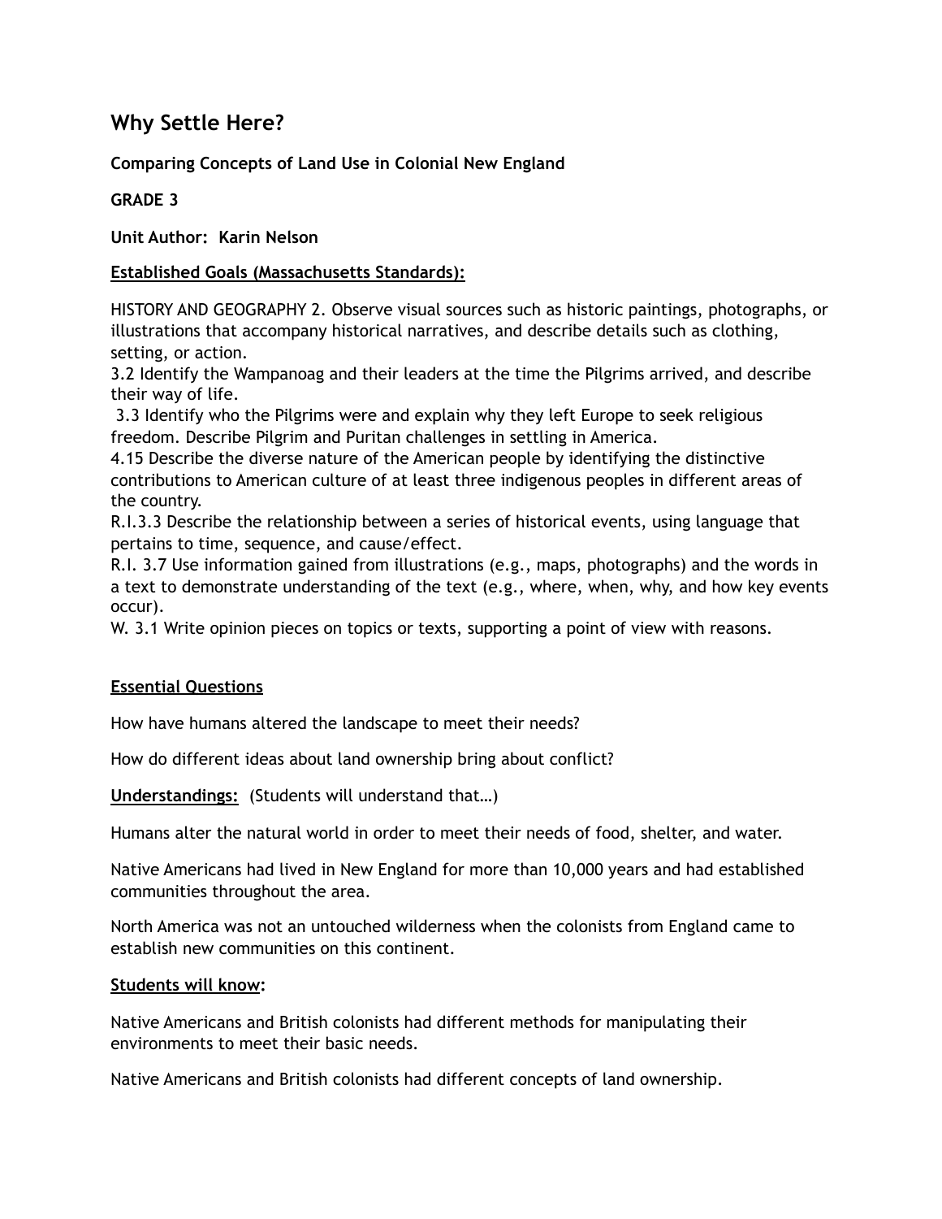# Why Settle Here?

**Comparing Concepts of Land Use in Colonial New England**

**GRADE 3**

**Unit Author: Karin Nelson**

**Established Goals (Massachusetts Standards):**

HISTORY AND GEOGRAPHY 2. Observe visual sources such as historic paintings, photographs, or illustrations that accompany historical narratives, and describe details such as clothing, setting, or action.
3.2 Identify the Wampanoag and their leaders at the time the Pilgrims arrived, and describe their way of life.
3.3 Identify who the Pilgrims were and explain why they left Europe to seek religious freedom. Describe Pilgrim and Puritan challenges in settling in America.
4.15 Describe the diverse nature of the American people by identifying the distinctive contributions to American culture of at least three indigenous peoples in different areas of the country.
R.I.3.3 Describe the relationship between a series of historical events, using language that pertains to time, sequence, and cause/effect.
R.I. 3.7 Use information gained from illustrations (e.g., maps, photographs) and the words in a text to demonstrate understanding of the text (e.g., where, when, why, and how key events occur).
W. 3.1 Write opinion pieces on topics or texts, supporting a point of view with reasons.

**Essential Questions**

How have humans altered the landscape to meet their needs?

How do different ideas about land ownership bring about conflict?

**Understandings:** (Students will understand that…)

Humans alter the natural world in order to meet their needs of food, shelter, and water.

Native Americans had lived in New England for more than 10,000 years and had established communities throughout the area.

North America was not an untouched wilderness when the colonists from England came to establish new communities on this continent.

**Students will know:**

Native Americans and British colonists had different methods for manipulating their environments to meet their basic needs.

Native Americans and British colonists had different concepts of land ownership.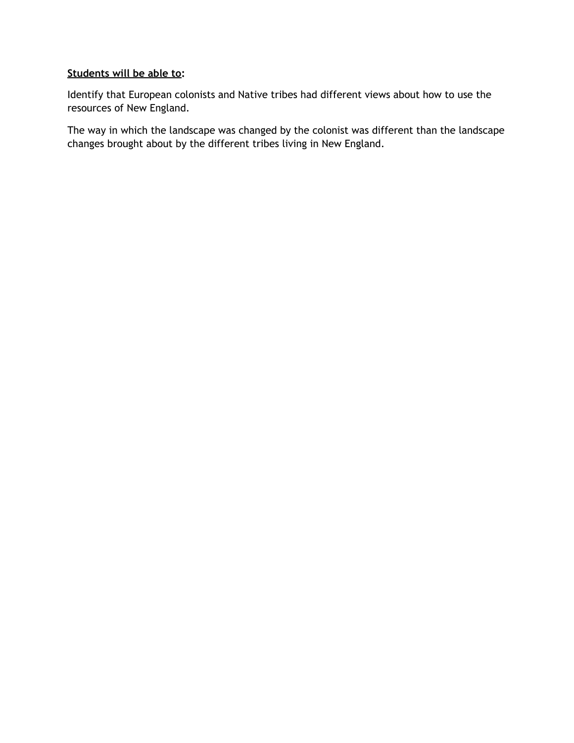**<u>Students will be able to</u>:**

Identify that European colonists and Native tribes had different views about how to use the resources of New England.

The way in which the landscape was changed by the colonist was different than the landscape changes brought about by the different tribes living in New England.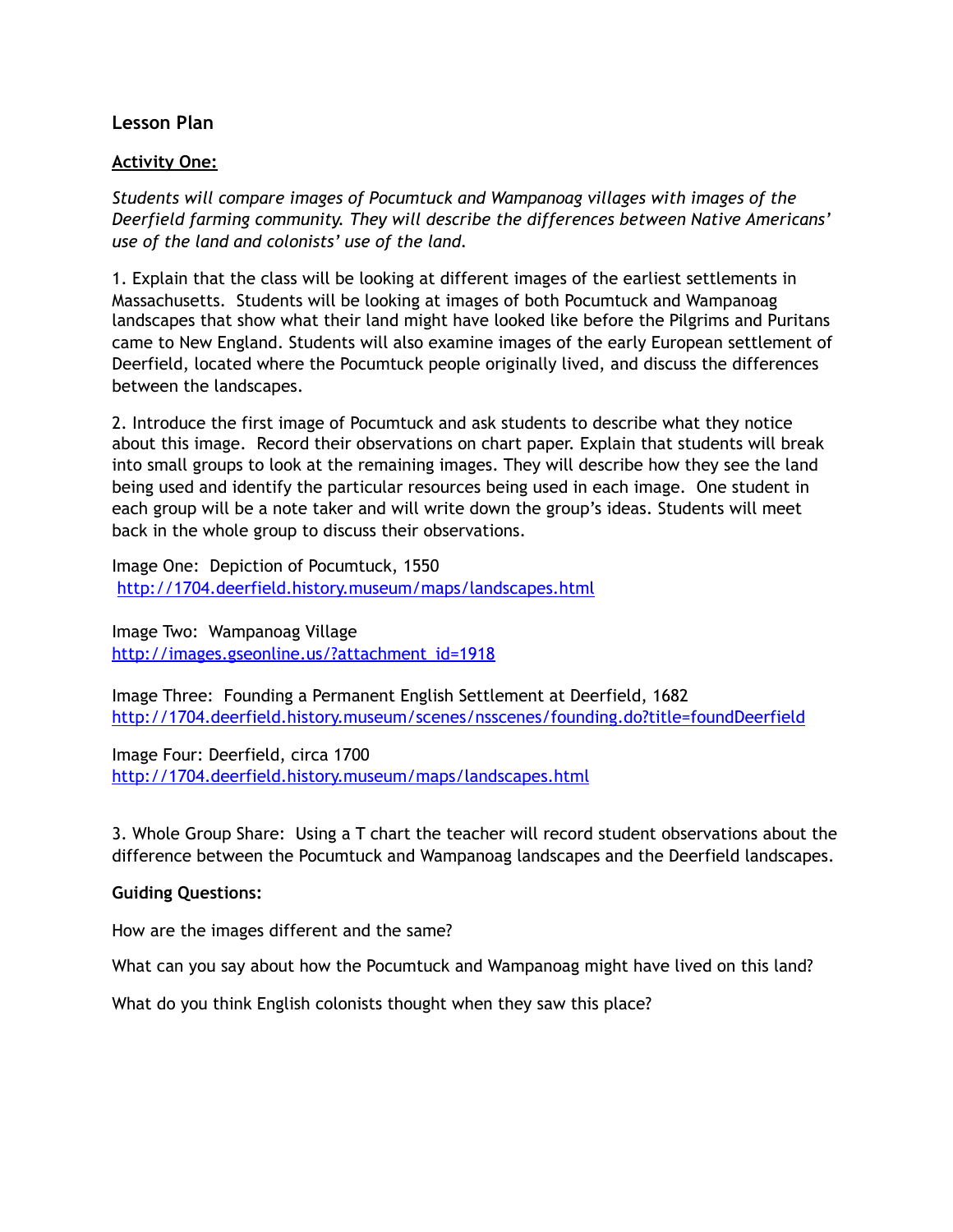## Lesson Plan

**Activity One:**

*Students will compare images of Pocumtuck and Wampanoag villages with images of the Deerfield farming community. They will describe the differences between Native Americans' use of the land and colonists' use of the land.*

1. Explain that the class will be looking at different images of the earliest settlements in Massachusetts. Students will be looking at images of both Pocumtuck and Wampanoag landscapes that show what their land might have looked like before the Pilgrims and Puritans came to New England. Students will also examine images of the early European settlement of Deerfield, located where the Pocumtuck people originally lived, and discuss the differences between the landscapes.

2. Introduce the first image of Pocumtuck and ask students to describe what they notice about this image. Record their observations on chart paper. Explain that students will break into small groups to look at the remaining images. They will describe how they see the land being used and identify the particular resources being used in each image. One student in each group will be a note taker and will write down the group's ideas. Students will meet back in the whole group to discuss their observations.

Image One: Depiction of Pocumtuck, 1550
http://1704.deerfield.history.museum/maps/landscapes.html

Image Two: Wampanoag Village
http://images.gseonline.us/?attachment_id=1918

Image Three: Founding a Permanent English Settlement at Deerfield, 1682
http://1704.deerfield.history.museum/scenes/nsscenes/founding.do?title=foundDeerfield

Image Four: Deerfield, circa 1700
http://1704.deerfield.history.museum/maps/landscapes.html

3. Whole Group Share: Using a T chart the teacher will record student observations about the difference between the Pocumtuck and Wampanoag landscapes and the Deerfield landscapes.

**Guiding Questions:**

How are the images different and the same?

What can you say about how the Pocumtuck and Wampanoag might have lived on this land?

What do you think English colonists thought when they saw this place?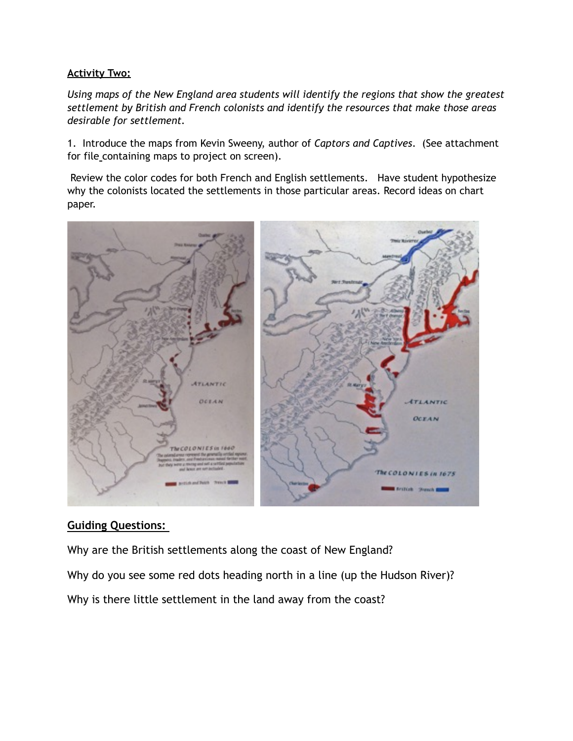**Activity Two:**

*Using maps of the New England area students will identify the regions that show the greatest settlement by British and French colonists and identify the resources that make those areas desirable for settlement.*

1. Introduce the maps from Kevin Sweeny, author of *Captors and Captives*. (See attachment for file containing maps to project on screen).

Review the color codes for both French and English settlements. Have student hypothesize why the colonists located the settlements in those particular areas. Record ideas on chart paper.

**Guiding Questions:**

Why are the British settlements along the coast of New England?

Why do you see some red dots heading north in a line (up the Hudson River)?

Why is there little settlement in the land away from the coast?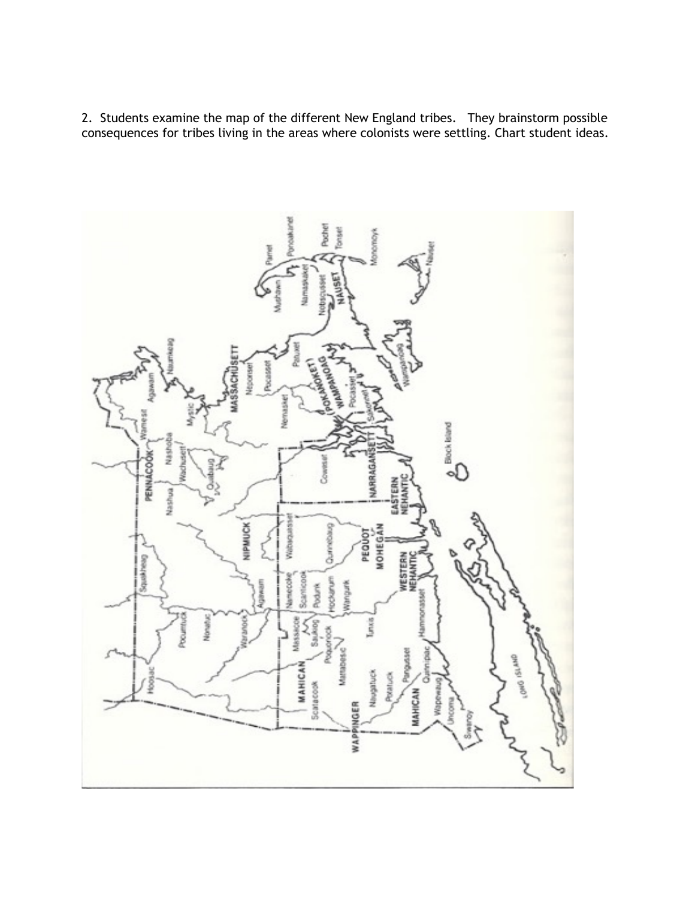2. Students examine the map of the different New England tribes. They brainstorm possible consequences for tribes living in the areas where colonists were settling. Chart student ideas.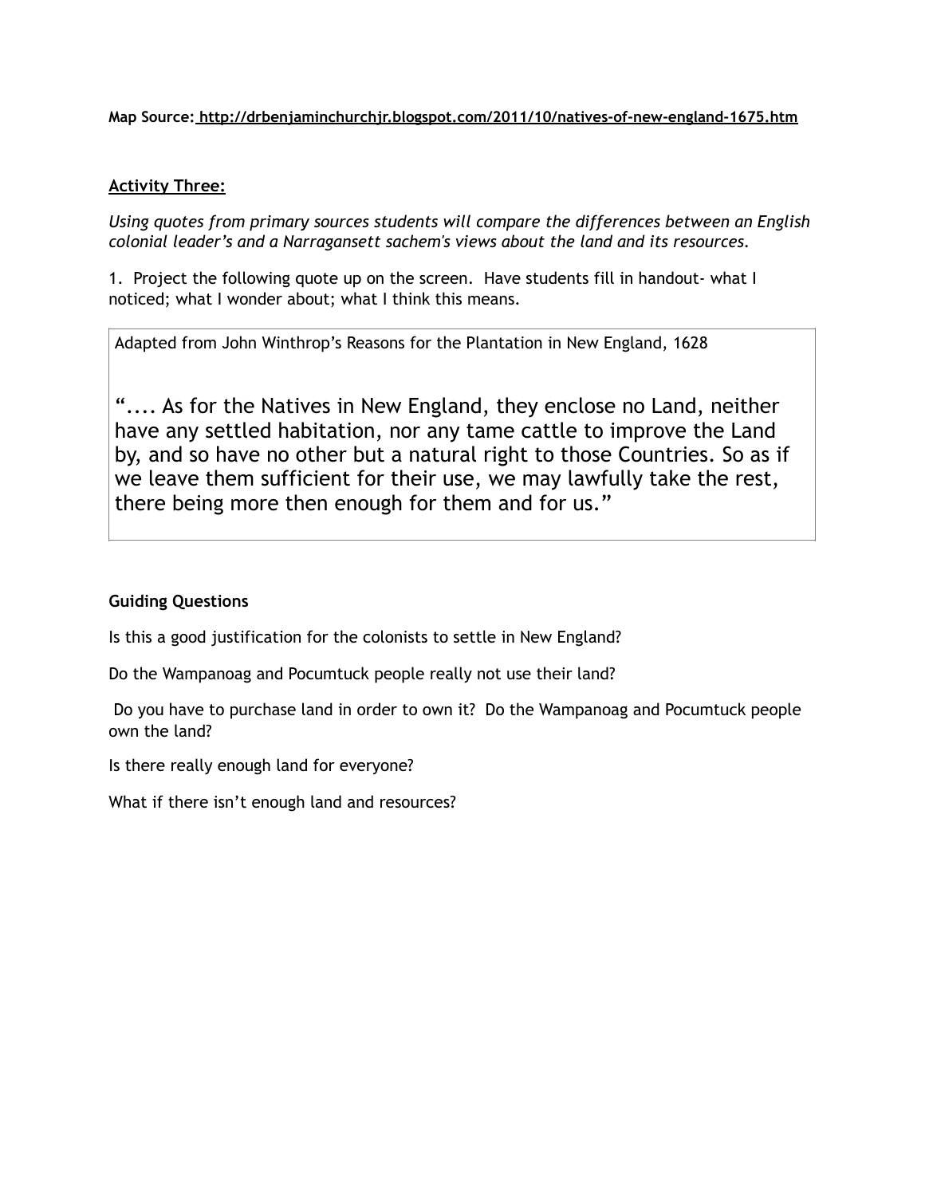**Map Source:** **http://drbenjaminchurchjr.blogspot.com/2011/10/natives-of-new-england-1675.htm**

**Activity Three:**

*Using quotes from primary sources students will compare the differences between an English colonial leader's and a Narragansett sachem's views about the land and its resources.*

1. Project the following quote up on the screen. Have students fill in handout- what I noticed; what I wonder about; what I think this means.

> Adapted from John Winthrop's Reasons for the Plantation in New England, 1628
>
> ".... As for the Natives in New England, they enclose no Land, neither have any settled habitation, nor any tame cattle to improve the Land by, and so have no other but a natural right to those Countries. So as if we leave them sufficient for their use, we may lawfully take the rest, there being more then enough for them and for us."

**Guiding Questions**

Is this a good justification for the colonists to settle in New England?

Do the Wampanoag and Pocumtuck people really not use their land?

Do you have to purchase land in order to own it? Do the Wampanoag and Pocumtuck people own the land?

Is there really enough land for everyone?

What if there isn't enough land and resources?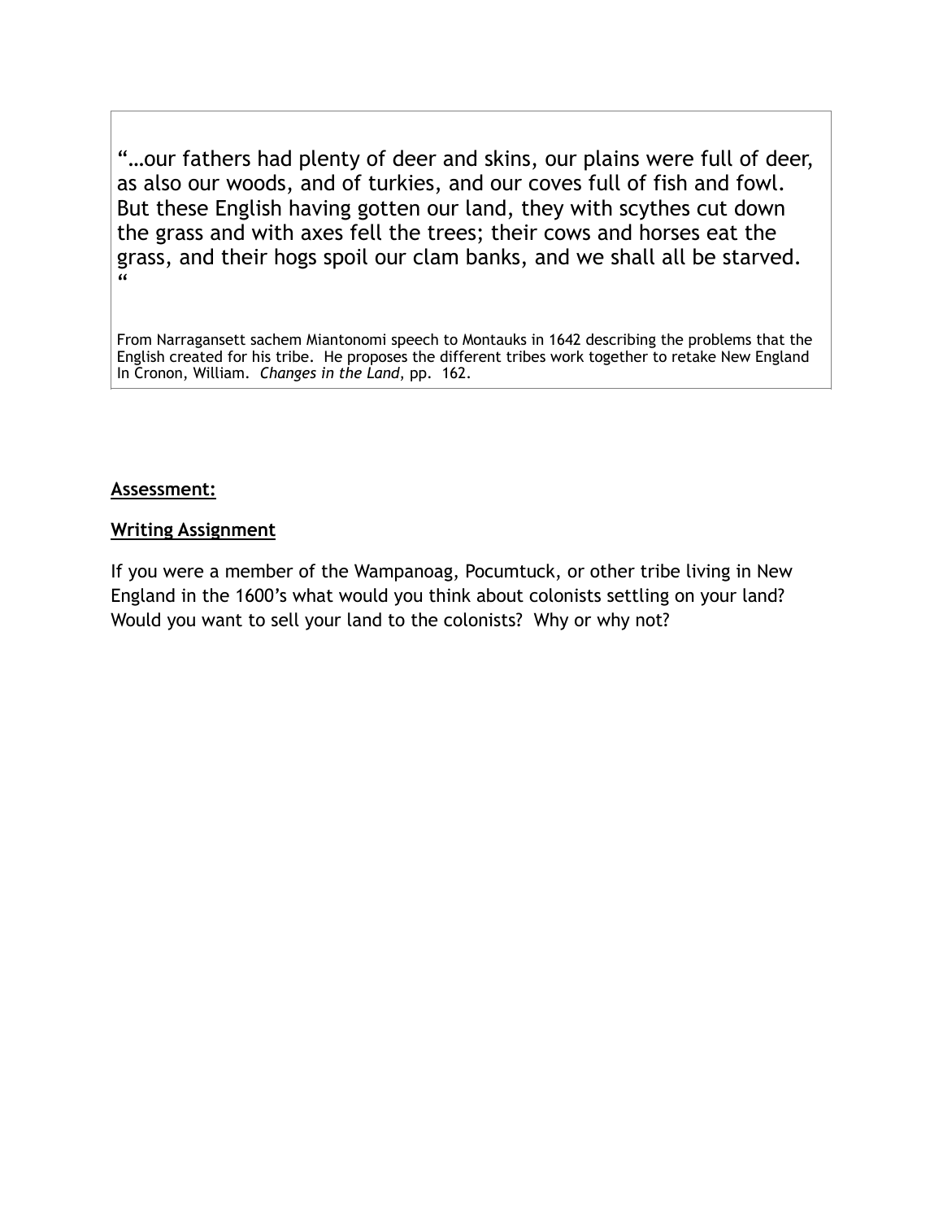"…our fathers had plenty of deer and skins, our plains were full of deer, as also our woods, and of turkies, and our coves full of fish and fowl. But these English having gotten our land, they with scythes cut down the grass and with axes fell the trees; their cows and horses eat the grass, and their hogs spoil our clam banks, and we shall all be starved. "

From Narragansett sachem Miantonomi speech to Montauks in 1642 describing the problems that the English created for his tribe. He proposes the different tribes work together to retake New England In Cronon, William. *Changes in the Land*, pp. 162.

**Assessment:**

**Writing Assignment**

If you were a member of the Wampanoag, Pocumtuck, or other tribe living in New England in the 1600's what would you think about colonists settling on your land? Would you want to sell your land to the colonists? Why or why not?